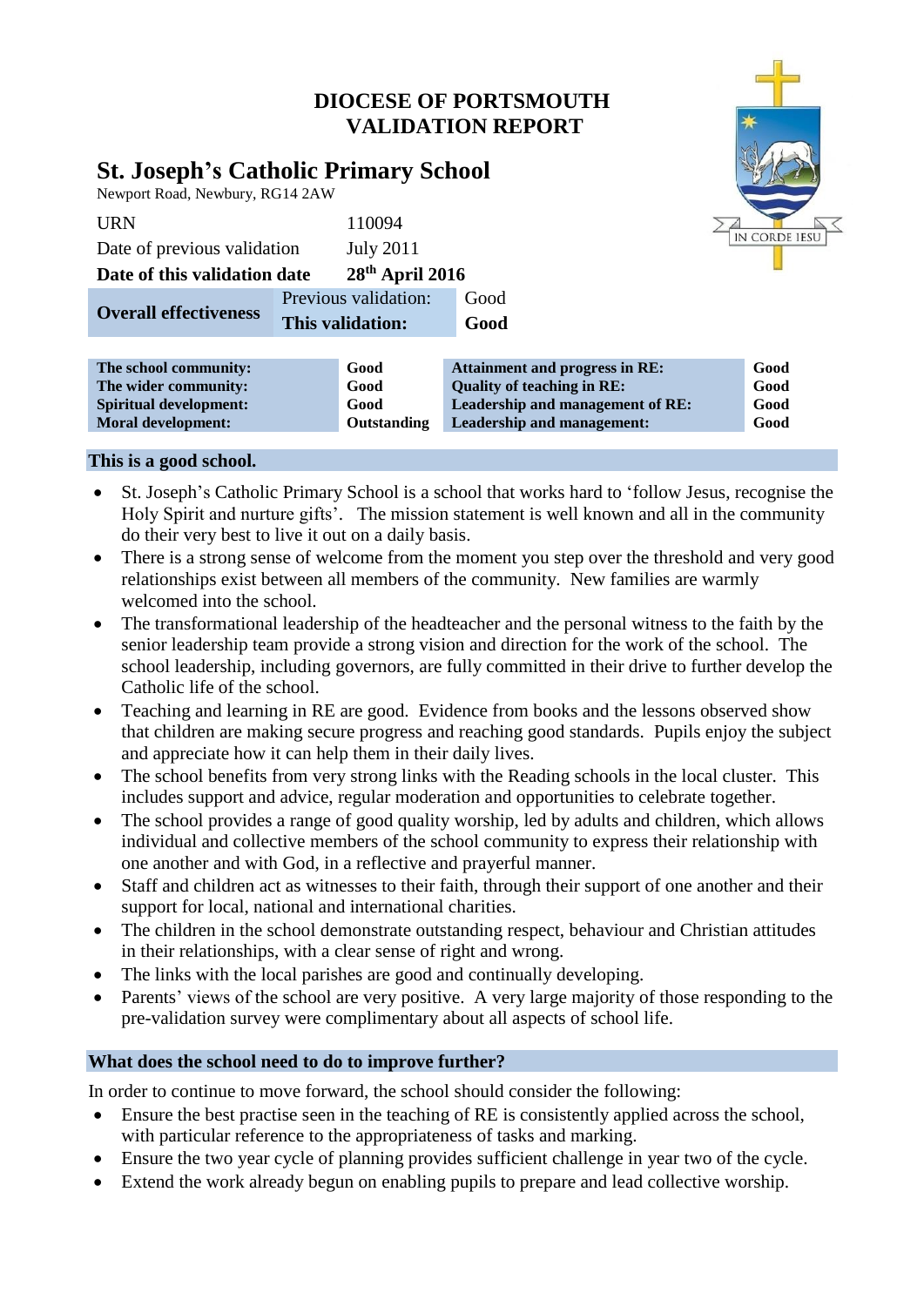# DIOCESE OF PORTSMOUTH
# VALIDATION REPORT

## St. Joseph's Catholic Primary School

Newport Road, Newbury, RG14 2AW

| | |
|---|---|
| URN | 110094 |
| Date of previous validation | July 2011 |
| **Date of this validation date** | **28th April 2016** |

| | | |
|---|---|---|
| **Overall effectiveness** | Previous validation: | Good |
| | **This validation:** | **Good** |

| | | | |
|---|---|---|---|
| **The school community:** | **Good** | **Attainment and progress in RE:** | **Good** |
| **The wider community:** | **Good** | **Quality of teaching in RE:** | **Good** |
| **Spiritual development:** | **Good** | **Leadership and management of RE:** | **Good** |
| **Moral development:** | **Outstanding** | **Leadership and management:** | **Good** |

### This is a good school.

- St. Joseph's Catholic Primary School is a school that works hard to 'follow Jesus, recognise the Holy Spirit and nurture gifts'. The mission statement is well known and all in the community do their very best to live it out on a daily basis.
- There is a strong sense of welcome from the moment you step over the threshold and very good relationships exist between all members of the community. New families are warmly welcomed into the school.
- The transformational leadership of the headteacher and the personal witness to the faith by the senior leadership team provide a strong vision and direction for the work of the school. The school leadership, including governors, are fully committed in their drive to further develop the Catholic life of the school.
- Teaching and learning in RE are good. Evidence from books and the lessons observed show that children are making secure progress and reaching good standards. Pupils enjoy the subject and appreciate how it can help them in their daily lives.
- The school benefits from very strong links with the Reading schools in the local cluster. This includes support and advice, regular moderation and opportunities to celebrate together.
- The school provides a range of good quality worship, led by adults and children, which allows individual and collective members of the school community to express their relationship with one another and with God, in a reflective and prayerful manner.
- Staff and children act as witnesses to their faith, through their support of one another and their support for local, national and international charities.
- The children in the school demonstrate outstanding respect, behaviour and Christian attitudes in their relationships, with a clear sense of right and wrong.
- The links with the local parishes are good and continually developing.
- Parents' views of the school are very positive. A very large majority of those responding to the pre-validation survey were complimentary about all aspects of school life.

### What does the school need to do to improve further?

In order to continue to move forward, the school should consider the following:

- Ensure the best practise seen in the teaching of RE is consistently applied across the school, with particular reference to the appropriateness of tasks and marking.
- Ensure the two year cycle of planning provides sufficient challenge in year two of the cycle.
- Extend the work already begun on enabling pupils to prepare and lead collective worship.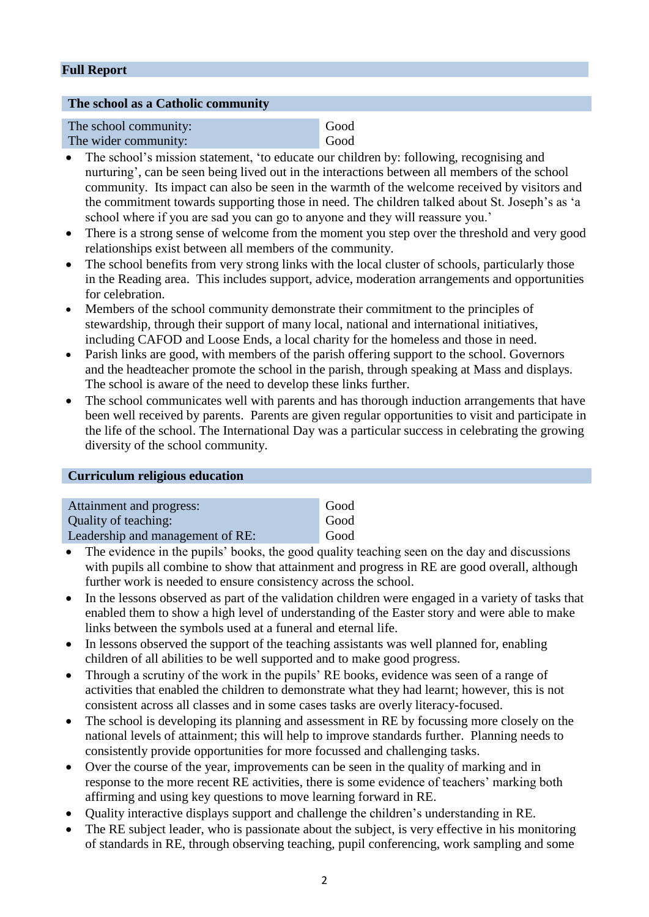## Full Report

### The school as a Catholic community

| | |
|---|---|
| The school community: | Good |
| The wider community: | Good |

- The school's mission statement, 'to educate our children by: following, recognising and nurturing', can be seen being lived out in the interactions between all members of the school community. Its impact can also be seen in the warmth of the welcome received by visitors and the commitment towards supporting those in need. The children talked about St. Joseph's as 'a school where if you are sad you can go to anyone and they will reassure you.'
- There is a strong sense of welcome from the moment you step over the threshold and very good relationships exist between all members of the community.
- The school benefits from very strong links with the local cluster of schools, particularly those in the Reading area. This includes support, advice, moderation arrangements and opportunities for celebration.
- Members of the school community demonstrate their commitment to the principles of stewardship, through their support of many local, national and international initiatives, including CAFOD and Loose Ends, a local charity for the homeless and those in need.
- Parish links are good, with members of the parish offering support to the school. Governors and the headteacher promote the school in the parish, through speaking at Mass and displays. The school is aware of the need to develop these links further.
- The school communicates well with parents and has thorough induction arrangements that have been well received by parents. Parents are given regular opportunities to visit and participate in the life of the school. The International Day was a particular success in celebrating the growing diversity of the school community.

### Curriculum religious education

| | |
|---|---|
| Attainment and progress: | Good |
| Quality of teaching: | Good |
| Leadership and management of RE: | Good |

- The evidence in the pupils' books, the good quality teaching seen on the day and discussions with pupils all combine to show that attainment and progress in RE are good overall, although further work is needed to ensure consistency across the school.
- In the lessons observed as part of the validation children were engaged in a variety of tasks that enabled them to show a high level of understanding of the Easter story and were able to make links between the symbols used at a funeral and eternal life.
- In lessons observed the support of the teaching assistants was well planned for, enabling children of all abilities to be well supported and to make good progress.
- Through a scrutiny of the work in the pupils' RE books, evidence was seen of a range of activities that enabled the children to demonstrate what they had learnt; however, this is not consistent across all classes and in some cases tasks are overly literacy-focused.
- The school is developing its planning and assessment in RE by focussing more closely on the national levels of attainment; this will help to improve standards further. Planning needs to consistently provide opportunities for more focussed and challenging tasks.
- Over the course of the year, improvements can be seen in the quality of marking and in response to the more recent RE activities, there is some evidence of teachers' marking both affirming and using key questions to move learning forward in RE.
- Quality interactive displays support and challenge the children's understanding in RE.
- The RE subject leader, who is passionate about the subject, is very effective in his monitoring of standards in RE, through observing teaching, pupil conferencing, work sampling and some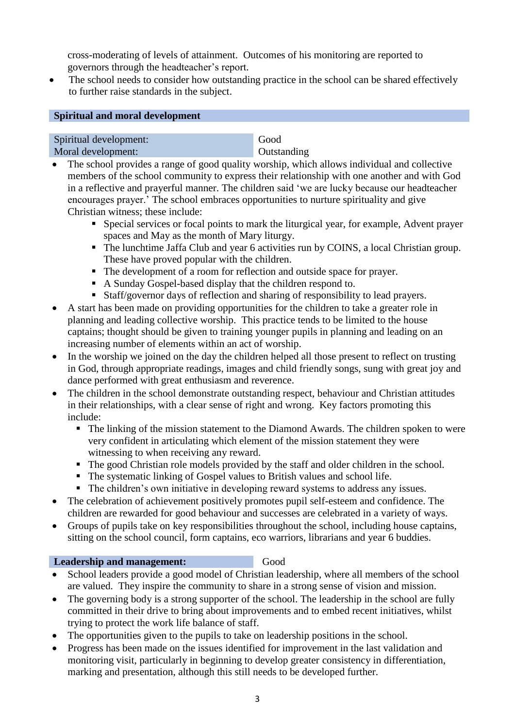cross-moderating of levels of attainment. Outcomes of his monitoring are reported to governors through the headteacher's report.

- The school needs to consider how outstanding practice in the school can be shared effectively to further raise standards in the subject.

## Spiritual and moral development

| Spiritual development: | Good |
|---|---|
| Moral development: | Outstanding |

- The school provides a range of good quality worship, which allows individual and collective members of the school community to express their relationship with one another and with God in a reflective and prayerful manner. The children said 'we are lucky because our headteacher encourages prayer.' The school embraces opportunities to nurture spirituality and give Christian witness; these include:
  - Special services or focal points to mark the liturgical year, for example, Advent prayer spaces and May as the month of Mary liturgy.
  - The lunchtime Jaffa Club and year 6 activities run by COINS, a local Christian group. These have proved popular with the children.
  - The development of a room for reflection and outside space for prayer.
  - A Sunday Gospel-based display that the children respond to.
  - Staff/governor days of reflection and sharing of responsibility to lead prayers.
- A start has been made on providing opportunities for the children to take a greater role in planning and leading collective worship. This practice tends to be limited to the house captains; thought should be given to training younger pupils in planning and leading on an increasing number of elements within an act of worship.
- In the worship we joined on the day the children helped all those present to reflect on trusting in God, through appropriate readings, images and child friendly songs, sung with great joy and dance performed with great enthusiasm and reverence.
- The children in the school demonstrate outstanding respect, behaviour and Christian attitudes in their relationships, with a clear sense of right and wrong. Key factors promoting this include:
  - The linking of the mission statement to the Diamond Awards. The children spoken to were very confident in articulating which element of the mission statement they were witnessing to when receiving any reward.
  - The good Christian role models provided by the staff and older children in the school.
  - The systematic linking of Gospel values to British values and school life.
  - The children's own initiative in developing reward systems to address any issues.
- The celebration of achievement positively promotes pupil self-esteem and confidence. The children are rewarded for good behaviour and successes are celebrated in a variety of ways.
- Groups of pupils take on key responsibilities throughout the school, including house captains, sitting on the school council, form captains, eco warriors, librarians and year 6 buddies.

## Leadership and management: Good

- School leaders provide a good model of Christian leadership, where all members of the school are valued. They inspire the community to share in a strong sense of vision and mission.
- The governing body is a strong supporter of the school. The leadership in the school are fully committed in their drive to bring about improvements and to embed recent initiatives, whilst trying to protect the work life balance of staff.
- The opportunities given to the pupils to take on leadership positions in the school.
- Progress has been made on the issues identified for improvement in the last validation and monitoring visit, particularly in beginning to develop greater consistency in differentiation, marking and presentation, although this still needs to be developed further.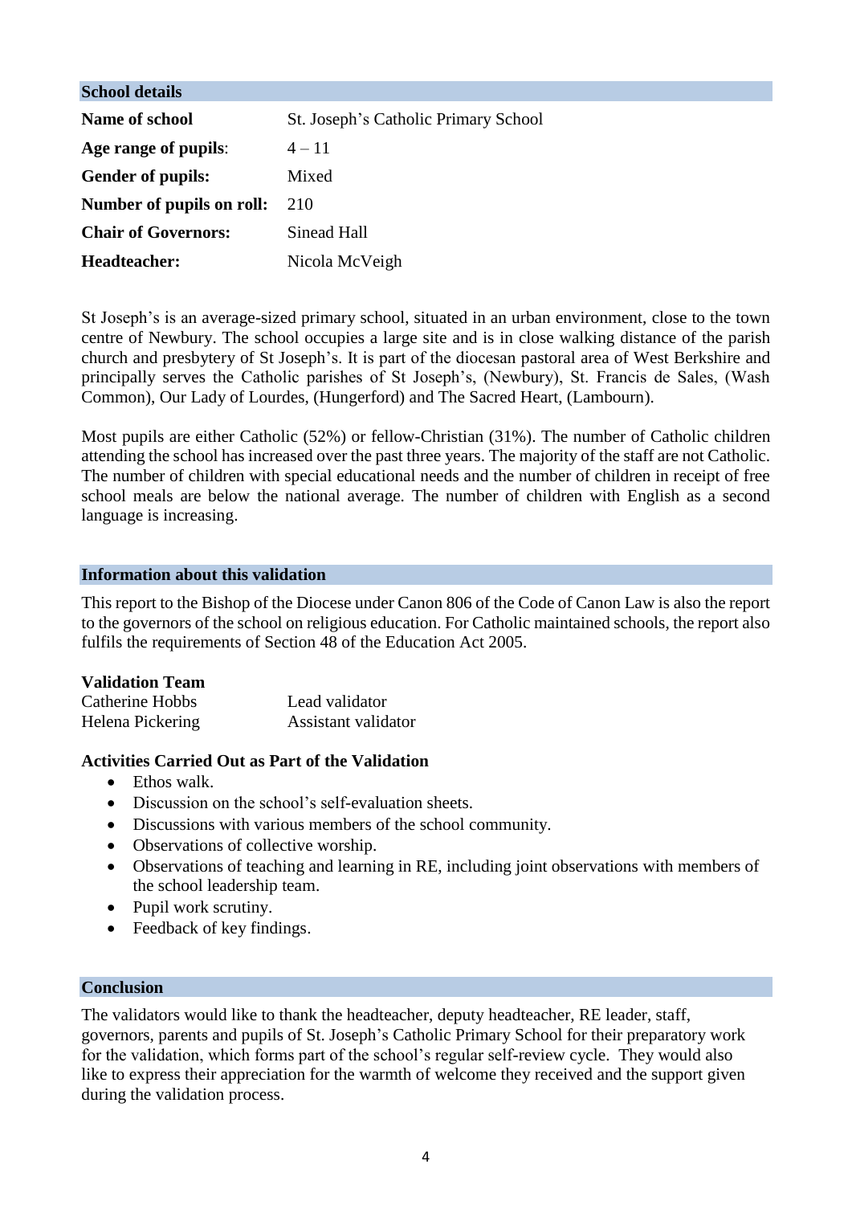## School details

| | |
|---|---|
| **Name of school** | St. Joseph's Catholic Primary School |
| **Age range of pupils**: | 4 – 11 |
| **Gender of pupils:** | Mixed |
| **Number of pupils on roll:** | 210 |
| **Chair of Governors:** | Sinead Hall |
| **Headteacher:** | Nicola McVeigh |

St Joseph's is an average-sized primary school, situated in an urban environment, close to the town centre of Newbury. The school occupies a large site and is in close walking distance of the parish church and presbytery of St Joseph's. It is part of the diocesan pastoral area of West Berkshire and principally serves the Catholic parishes of St Joseph's, (Newbury), St. Francis de Sales, (Wash Common), Our Lady of Lourdes, (Hungerford) and The Sacred Heart, (Lambourn).

Most pupils are either Catholic (52%) or fellow-Christian (31%). The number of Catholic children attending the school has increased over the past three years. The majority of the staff are not Catholic. The number of children with special educational needs and the number of children in receipt of free school meals are below the national average. The number of children with English as a second language is increasing.

## Information about this validation

This report to the Bishop of the Diocese under Canon 806 of the Code of Canon Law is also the report to the governors of the school on religious education. For Catholic maintained schools, the report also fulfils the requirements of Section 48 of the Education Act 2005.

### Validation Team

| | |
|---|---|
| Catherine Hobbs | Lead validator |
| Helena Pickering | Assistant validator |

### Activities Carried Out as Part of the Validation

- Ethos walk.
- Discussion on the school's self-evaluation sheets.
- Discussions with various members of the school community.
- Observations of collective worship.
- Observations of teaching and learning in RE, including joint observations with members of the school leadership team.
- Pupil work scrutiny.
- Feedback of key findings.

## Conclusion

The validators would like to thank the headteacher, deputy headteacher, RE leader, staff, governors, parents and pupils of St. Joseph's Catholic Primary School for their preparatory work for the validation, which forms part of the school's regular self-review cycle. They would also like to express their appreciation for the warmth of welcome they received and the support given during the validation process.